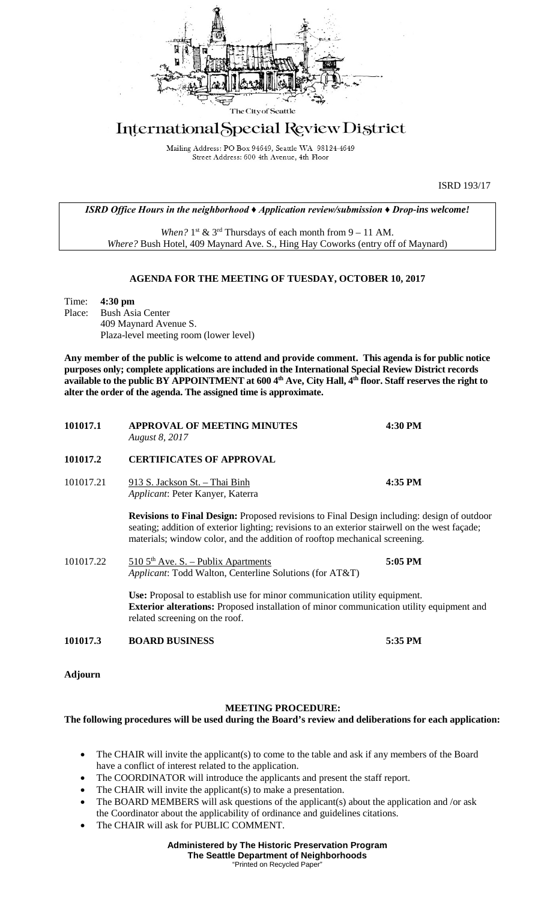The City of Seattle

# International Special Review District

Mailing Address: PO Box 94649, Seattle WA 98124-4649
Street Address: 600 4th Avenue, 4th Floor

ISRD 193/17

*ISRD Office Hours in the neighborhood ♦ Application review/submission ♦ Drop-ins welcome!*

*When?* 1st & 3rd Thursdays of each month from 9 – 11 AM.
*Where?* Bush Hotel, 409 Maynard Ave. S., Hing Hay Coworks (entry off of Maynard)

## AGENDA FOR THE MEETING OF TUESDAY, OCTOBER 10, 2017

Time: **4:30 pm**
Place: Bush Asia Center
409 Maynard Avenue S.
Plaza-level meeting room (lower level)

**Any member of the public is welcome to attend and provide comment. This agenda is for public notice purposes only; complete applications are included in the International Special Review District records available to the public BY APPOINTMENT at 600 4th Ave, City Hall, 4th floor. Staff reserves the right to alter the order of the agenda. The assigned time is approximate.**

**101017.1 APPROVAL OF MEETING MINUTES** **4:30 PM**
*August 8, 2017*

**101017.2 CERTIFICATES OF APPROVAL**

101017.21 913 S. Jackson St. – Thai Binh **4:35 PM**
*Applicant*: Peter Kanyer, Katerra

**Revisions to Final Design:** Proposed revisions to Final Design including: design of outdoor seating; addition of exterior lighting; revisions to an exterior stairwell on the west façade; materials; window color, and the addition of rooftop mechanical screening.

101017.22 510 5th Ave. S. – Publix Apartments **5:05 PM**
*Applicant*: Todd Walton, Centerline Solutions (for AT&T)

**Use:** Proposal to establish use for minor communication utility equipment.
**Exterior alterations:** Proposed installation of minor communication utility equipment and related screening on the roof.

**101017.3 BOARD BUSINESS** **5:35 PM**

**Adjourn**

**MEETING PROCEDURE:**
**The following procedures will be used during the Board's review and deliberations for each application:**

- The CHAIR will invite the applicant(s) to come to the table and ask if any members of the Board have a conflict of interest related to the application.
- The COORDINATOR will introduce the applicants and present the staff report.
- The CHAIR will invite the applicant(s) to make a presentation.
- The BOARD MEMBERS will ask questions of the applicant(s) about the application and /or ask the Coordinator about the applicability of ordinance and guidelines citations.
- The CHAIR will ask for PUBLIC COMMENT.

**Administered by The Historic Preservation Program**
**The Seattle Department of Neighborhoods**
"Printed on Recycled Paper"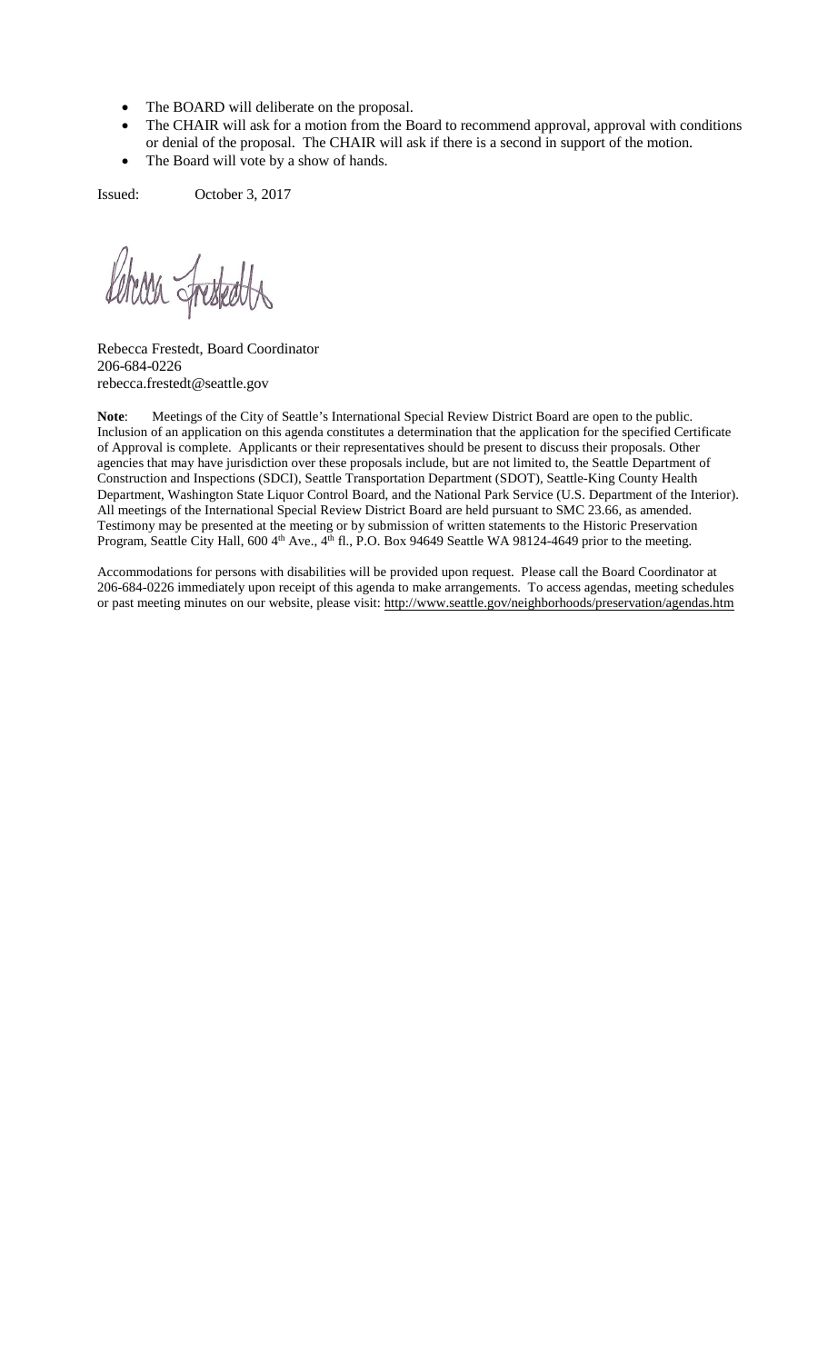- The BOARD will deliberate on the proposal.
- The CHAIR will ask for a motion from the Board to recommend approval, approval with conditions or denial of the proposal. The CHAIR will ask if there is a second in support of the motion.
- The Board will vote by a show of hands.

Issued: October 3, 2017

Rebecca Frestedt, Board Coordinator
206-684-0226
rebecca.frestedt@seattle.gov

**Note**: Meetings of the City of Seattle's International Special Review District Board are open to the public. Inclusion of an application on this agenda constitutes a determination that the application for the specified Certificate of Approval is complete. Applicants or their representatives should be present to discuss their proposals. Other agencies that may have jurisdiction over these proposals include, but are not limited to, the Seattle Department of Construction and Inspections (SDCI), Seattle Transportation Department (SDOT), Seattle-King County Health Department, Washington State Liquor Control Board, and the National Park Service (U.S. Department of the Interior). All meetings of the International Special Review District Board are held pursuant to SMC 23.66, as amended. Testimony may be presented at the meeting or by submission of written statements to the Historic Preservation Program, Seattle City Hall, 600 4th Ave., 4th fl., P.O. Box 94649 Seattle WA 98124-4649 prior to the meeting.

Accommodations for persons with disabilities will be provided upon request. Please call the Board Coordinator at 206-684-0226 immediately upon receipt of this agenda to make arrangements. To access agendas, meeting schedules or past meeting minutes on our website, please visit: http://www.seattle.gov/neighborhoods/preservation/agendas.htm